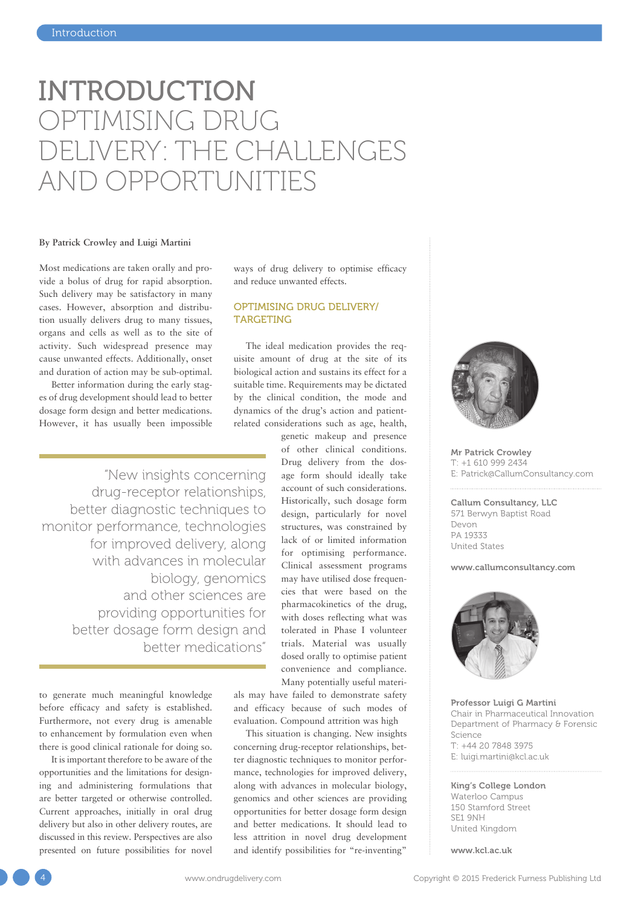# INTRODUCTION
# OPTIMISING DRUG DELIVERY: THE CHALLENGES AND OPPORTUNITIES

**By Patrick Crowley and Luigi Martini**

Most medications are taken orally and provide a bolus of drug for rapid absorption. Such delivery may be satisfactory in many cases. However, absorption and distribution usually delivers drug to many tissues, organs and cells as well as to the site of activity. Such widespread presence may cause unwanted effects. Additionally, onset and duration of action may be sub-optimal.

Better information during the early stages of drug development should lead to better dosage form design and better medications. However, it has usually been impossible to generate much meaningful knowledge before efficacy and safety is established. Furthermore, not every drug is amenable to enhancement by formulation even when there is good clinical rationale for doing so.

It is important therefore to be aware of the opportunities and the limitations for designing and administering formulations that are better targeted or otherwise controlled. Current approaches, initially in oral drug delivery but also in other delivery routes, are discussed in this review. Perspectives are also presented on future possibilities for novel ways of drug delivery to optimise efficacy and reduce unwanted effects.

> "New insights concerning drug-receptor relationships, better diagnostic techniques to monitor performance, technologies for improved delivery, along with advances in molecular biology, genomics and other sciences are providing opportunities for better dosage form design and better medications"

## OPTIMISING DRUG DELIVERY/ TARGETING

The ideal medication provides the requisite amount of drug at the site of its biological action and sustains its effect for a suitable time. Requirements may be dictated by the clinical condition, the mode and dynamics of the drug's action and patient-related considerations such as age, health, genetic makeup and presence of other clinical conditions. Drug delivery from the dosage form should ideally take account of such considerations. Historically, such dosage form design, particularly for novel structures, was constrained by lack of or limited information for optimising performance. Clinical assessment programs may have utilised dose frequencies that were based on the pharmacokinetics of the drug, with doses reflecting what was tolerated in Phase I volunteer trials. Material was usually dosed orally to optimise patient convenience and compliance. Many potentially useful materials may have failed to demonstrate safety and efficacy because of such modes of evaluation. Compound attrition was high

This situation is changing. New insights concerning drug-receptor relationships, better diagnostic techniques to monitor performance, technologies for improved delivery, along with advances in molecular biology, genomics and other sciences are providing opportunities for better dosage form design and better medications. It should lead to less attrition in novel drug development and identify possibilities for "re-inventing"

**Mr Patrick Crowley**
T: +1 610 999 2434
E: Patrick@CallumConsultancy.com

**Callum Consultancy, LLC**
571 Berwyn Baptist Road
Devon
PA 19333
United States

**www.callumconsultancy.com**

**Professor Luigi G Martini**
Chair in Pharmaceutical Innovation
Department of Pharmacy & Forensic Science
T: +44 20 7848 3975
E: luigi.martini@kcl.ac.uk

**King's College London**
Waterloo Campus
150 Stamford Street
SE1 9NH
United Kingdom

**www.kcl.ac.uk**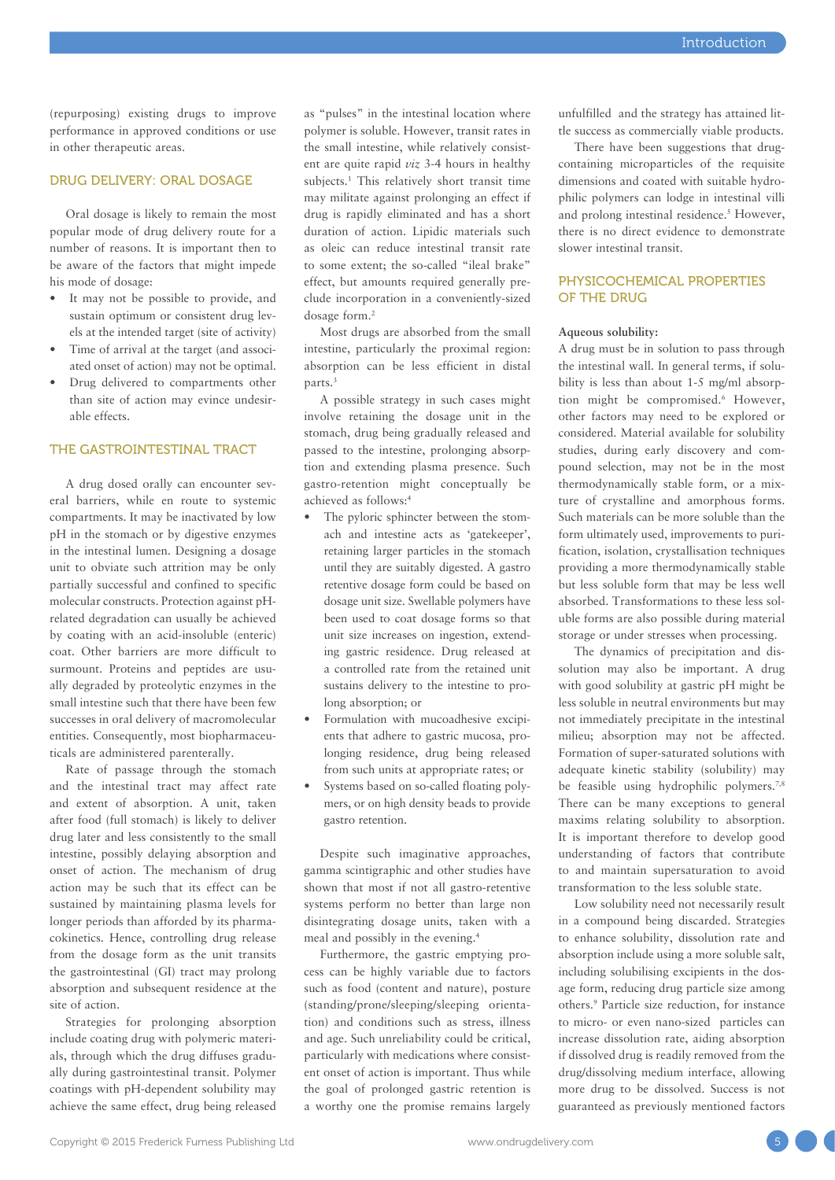(repurposing) existing drugs to improve performance in approved conditions or use in other therapeutic areas.

## DRUG DELIVERY: ORAL DOSAGE

Oral dosage is likely to remain the most popular mode of drug delivery route for a number of reasons. It is important then to be aware of the factors that might impede his mode of dosage:

- It may not be possible to provide, and sustain optimum or consistent drug levels at the intended target (site of activity)
- Time of arrival at the target (and associated onset of action) may not be optimal.
- Drug delivered to compartments other than site of action may evince undesirable effects.

## THE GASTROINTESTINAL TRACT

A drug dosed orally can encounter several barriers, while en route to systemic compartments. It may be inactivated by low pH in the stomach or by digestive enzymes in the intestinal lumen. Designing a dosage unit to obviate such attrition may be only partially successful and confined to specific molecular constructs. Protection against pH-related degradation can usually be achieved by coating with an acid-insoluble (enteric) coat. Other barriers are more difficult to surmount. Proteins and peptides are usually degraded by proteolytic enzymes in the small intestine such that there have been few successes in oral delivery of macromolecular entities. Consequently, most biopharmaceuticals are administered parenterally.

Rate of passage through the stomach and the intestinal tract may affect rate and extent of absorption. A unit, taken after food (full stomach) is likely to deliver drug later and less consistently to the small intestine, possibly delaying absorption and onset of action. The mechanism of drug action may be such that its effect can be sustained by maintaining plasma levels for longer periods than afforded by its pharmacokinetics. Hence, controlling drug release from the dosage form as the unit transits the gastrointestinal (GI) tract may prolong absorption and subsequent residence at the site of action.

Strategies for prolonging absorption include coating drug with polymeric materials, through which the drug diffuses gradually during gastrointestinal transit. Polymer coatings with pH-dependent solubility may achieve the same effect, drug being released as "pulses" in the intestinal location where polymer is soluble. However, transit rates in the small intestine, while relatively consistent are quite rapid *viz* 3-4 hours in healthy subjects.[1] This relatively short transit time may militate against prolonging an effect if drug is rapidly eliminated and has a short duration of action. Lipidic materials such as oleic can reduce intestinal transit rate to some extent; the so-called "ileal brake" effect, but amounts required generally preclude incorporation in a conveniently-sized dosage form.[2]

Most drugs are absorbed from the small intestine, particularly the proximal region: absorption can be less efficient in distal parts.[3]

A possible strategy in such cases might involve retaining the dosage unit in the stomach, drug being gradually released and passed to the intestine, prolonging absorption and extending plasma presence. Such gastro-retention might conceptually be achieved as follows:[4]

- The pyloric sphincter between the stomach and intestine acts as 'gatekeeper', retaining larger particles in the stomach until they are suitably digested. A gastro retentive dosage form could be based on dosage unit size. Swellable polymers have been used to coat dosage forms so that unit size increases on ingestion, extending gastric residence. Drug released at a controlled rate from the retained unit sustains delivery to the intestine to prolong absorption; or
- Formulation with mucoadhesive excipients that adhere to gastric mucosa, prolonging residence, drug being released from such units at appropriate rates; or
- Systems based on so-called floating polymers, or on high density beads to provide gastro retention.

Despite such imaginative approaches, gamma scintigraphic and other studies have shown that most if not all gastro-retentive systems perform no better than large non disintegrating dosage units, taken with a meal and possibly in the evening.[4]

Furthermore, the gastric emptying process can be highly variable due to factors such as food (content and nature), posture (standing/prone/sleeping/sleeping orientation) and conditions such as stress, illness and age. Such unreliability could be critical, particularly with medications where consistent onset of action is important. Thus while the goal of prolonged gastric retention is a worthy one the promise remains largely unfulfilled and the strategy has attained little success as commercially viable products.

There have been suggestions that drug-containing microparticles of the requisite dimensions and coated with suitable hydrophilic polymers can lodge in intestinal villi and prolong intestinal residence.[5] However, there is no direct evidence to demonstrate slower intestinal transit.

## PHYSICOCHEMICAL PROPERTIES OF THE DRUG

**Aqueous solubility:**

A drug must be in solution to pass through the intestinal wall. In general terms, if solubility is less than about 1-5 mg/ml absorption might be compromised.[6] However, other factors may need to be explored or considered. Material available for solubility studies, during early discovery and compound selection, may not be in the most thermodynamically stable form, or a mixture of crystalline and amorphous forms. Such materials can be more soluble than the form ultimately used, improvements to purification, isolation, crystallisation techniques providing a more thermodynamically stable but less soluble form that may be less well absorbed. Transformations to these less soluble forms are also possible during material storage or under stresses when processing.

The dynamics of precipitation and dissolution may also be important. A drug with good solubility at gastric pH might be less soluble in neutral environments but may not immediately precipitate in the intestinal milieu; absorption may not be affected. Formation of super-saturated solutions with adequate kinetic stability (solubility) may be feasible using hydrophilic polymers.[7,8] There can be many exceptions to general maxims relating solubility to absorption. It is important therefore to develop good understanding of factors that contribute to and maintain supersaturation to avoid transformation to the less soluble state.

Low solubility need not necessarily result in a compound being discarded. Strategies to enhance solubility, dissolution rate and absorption include using a more soluble salt, including solubilising excipients in the dosage form, reducing drug particle size among others.[9] Particle size reduction, for instance to micro- or even nano-sized particles can increase dissolution rate, aiding absorption if dissolved drug is readily removed from the drug/dissolving medium interface, allowing more drug to be dissolved. Success is not guaranteed as previously mentioned factors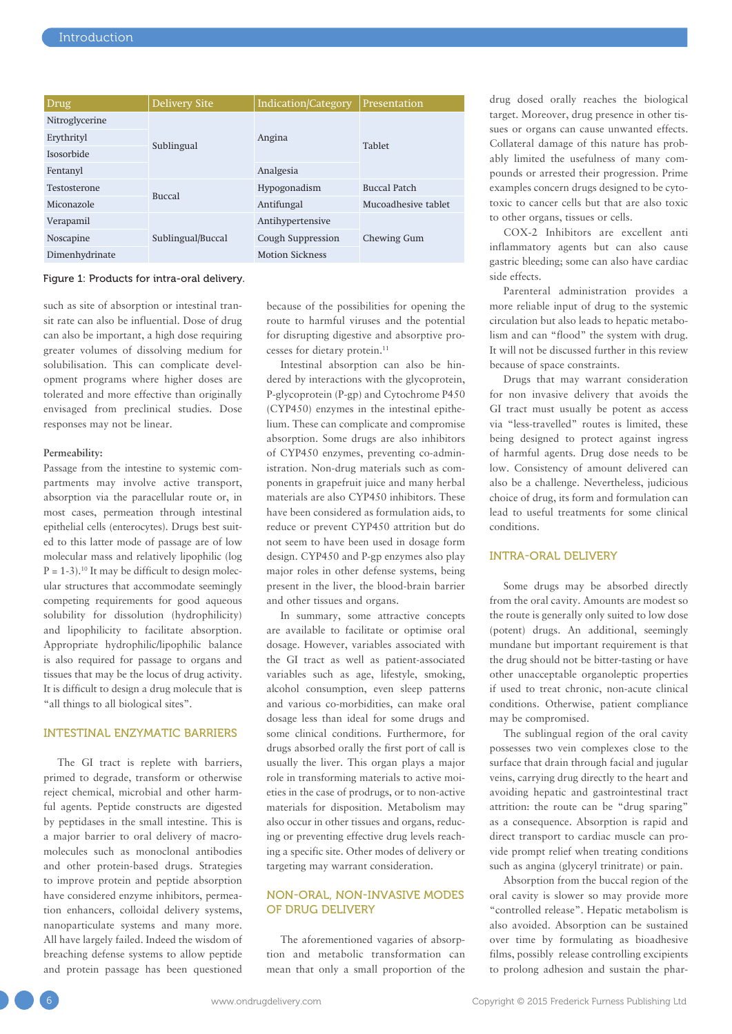| Drug | Delivery Site | Indication/Category | Presentation |
|---|---|---|---|
| Nitroglycerine | Sublingual | Angina | Tablet |
| Erythrityl | | | |
| Isosorbide | | | |
| Fentanyl | | Analgesia | |
| Testosterone | Buccal | Hypogonadism | Buccal Patch |
| Miconazole | | Antifungal | Mucoadhesive tablet |
| Verapamil | Sublingual/Buccal | Antihypertensive | Chewing Gum |
| Noscapine | | Cough Suppression | |
| Dimenhydrinate | | Motion Sickness | |

Figure 1: Products for intra-oral delivery.

such as site of absorption or intestinal transit rate can also be influential. Dose of drug can also be important, a high dose requiring greater volumes of dissolving medium for solubilisation. This can complicate development programs where higher doses are tolerated and more effective than originally envisaged from preclinical studies. Dose responses may not be linear.

**Permeability:**
Passage from the intestine to systemic compartments may involve active transport, absorption via the paracellular route or, in most cases, permeation through intestinal epithelial cells (enterocytes). Drugs best suited to this latter mode of passage are of low molecular mass and relatively lipophilic (log P = 1-3).[10] It may be difficult to design molecular structures that accommodate seemingly competing requirements for good aqueous solubility for dissolution (hydrophilicity) and lipophilicity to facilitate absorption. Appropriate hydrophilic/lipophilic balance is also required for passage to organs and tissues that may be the locus of drug activity. It is difficult to design a drug molecule that is "all things to all biological sites".

## INTESTINAL ENZYMATIC BARRIERS

The GI tract is replete with barriers, primed to degrade, transform or otherwise reject chemical, microbial and other harmful agents. Peptide constructs are digested by peptidases in the small intestine. This is a major barrier to oral delivery of macromolecules such as monoclonal antibodies and other protein-based drugs. Strategies to improve protein and peptide absorption have considered enzyme inhibitors, permeation enhancers, colloidal delivery systems, nanoparticulate systems and many more. All have largely failed. Indeed the wisdom of breaching defense systems to allow peptide and protein passage has been questioned because of the possibilities for opening the route to harmful viruses and the potential for disrupting digestive and absorptive processes for dietary protein.[11]

Intestinal absorption can also be hindered by interactions with the glycoprotein, P-glycoprotein (P-gp) and Cytochrome P450 (CYP450) enzymes in the intestinal epithelium. These can complicate and compromise absorption. Some drugs are also inhibitors of CYP450 enzymes, preventing co-administration. Non-drug materials such as components in grapefruit juice and many herbal materials are also CYP450 inhibitors. These have been considered as formulation aids, to reduce or prevent CYP450 attrition but do not seem to have been used in dosage form design. CYP450 and P-gp enzymes also play major roles in other defense systems, being present in the liver, the blood-brain barrier and other tissues and organs.

In summary, some attractive concepts are available to facilitate or optimise oral dosage. However, variables associated with the GI tract as well as patient-associated variables such as age, lifestyle, smoking, alcohol consumption, even sleep patterns and various co-morbidities, can make oral dosage less than ideal for some drugs and some clinical conditions. Furthermore, for drugs absorbed orally the first port of call is usually the liver. This organ plays a major role in transforming materials to active moieties in the case of prodrugs, or to non-active materials for disposition. Metabolism may also occur in other tissues and organs, reducing or preventing effective drug levels reaching a specific site. Other modes of delivery or targeting may warrant consideration.

## NON-ORAL, NON-INVASIVE MODES OF DRUG DELIVERY

The aforementioned vagaries of absorption and metabolic transformation can mean that only a small proportion of the drug dosed orally reaches the biological target. Moreover, drug presence in other tissues or organs can cause unwanted effects. Collateral damage of this nature has probably limited the usefulness of many compounds or arrested their progression. Prime examples concern drugs designed to be cytotoxic to cancer cells but that are also toxic to other organs, tissues or cells.

COX-2 Inhibitors are excellent anti inflammatory agents but can also cause gastric bleeding; some can also have cardiac side effects.

Parenteral administration provides a more reliable input of drug to the systemic circulation but also leads to hepatic metabolism and can "flood" the system with drug. It will not be discussed further in this review because of space constraints.

Drugs that may warrant consideration for non invasive delivery that avoids the GI tract must usually be potent as access via "less-travelled" routes is limited, these being designed to protect against ingress of harmful agents. Drug dose needs to be low. Consistency of amount delivered can also be a challenge. Nevertheless, judicious choice of drug, its form and formulation can lead to useful treatments for some clinical conditions.

## INTRA-ORAL DELIVERY

Some drugs may be absorbed directly from the oral cavity. Amounts are modest so the route is generally only suited to low dose (potent) drugs. An additional, seemingly mundane but important requirement is that the drug should not be bitter-tasting or have other unacceptable organoleptic properties if used to treat chronic, non-acute clinical conditions. Otherwise, patient compliance may be compromised.

The sublingual region of the oral cavity possesses two vein complexes close to the surface that drain through facial and jugular veins, carrying drug directly to the heart and avoiding hepatic and gastrointestinal tract attrition: the route can be "drug sparing" as a consequence. Absorption is rapid and direct transport to cardiac muscle can provide prompt relief when treating conditions such as angina (glyceryl trinitrate) or pain.

Absorption from the buccal region of the oral cavity is slower so may provide more "controlled release". Hepatic metabolism is also avoided. Absorption can be sustained over time by formulating as bioadhesive films, possibly release controlling excipients to prolong adhesion and sustain the phar-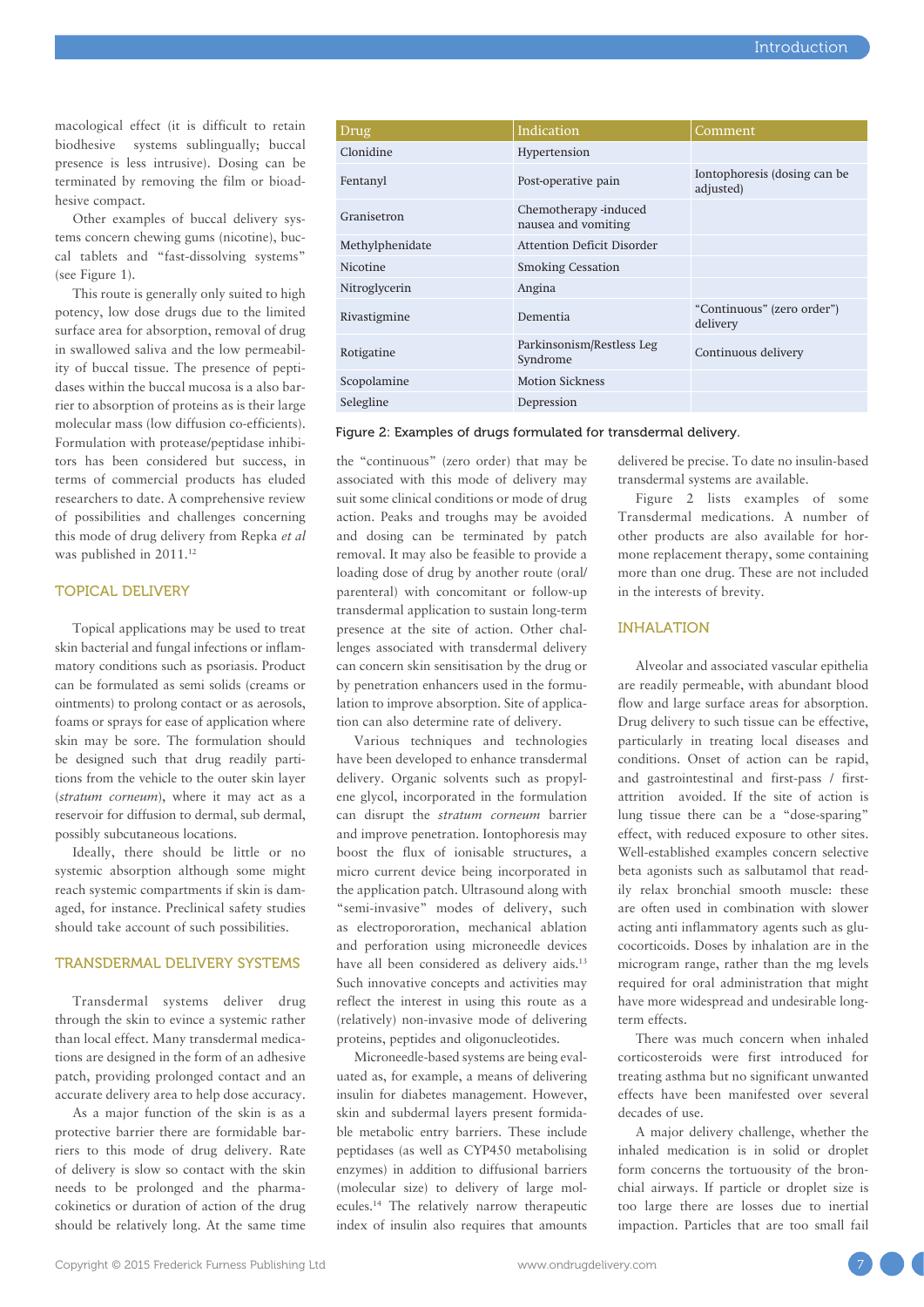macological effect (it is difficult to retain biodhesive systems sublingually; buccal presence is less intrusive). Dosing can be terminated by removing the film or bioadhesive compact.

Other examples of buccal delivery systems concern chewing gums (nicotine), buccal tablets and "fast-dissolving systems" (see Figure 1).

This route is generally only suited to high potency, low dose drugs due to the limited surface area for absorption, removal of drug in swallowed saliva and the low permeability of buccal tissue. The presence of peptidases within the buccal mucosa is a also barrier to absorption of proteins as is their large molecular mass (low diffusion co-efficients). Formulation with protease/peptidase inhibitors has been considered but success, in terms of commercial products has eluded researchers to date. A comprehensive review of possibilities and challenges concerning this mode of drug delivery from Repka *et al* was published in 2011.[12]

## TOPICAL DELIVERY

Topical applications may be used to treat skin bacterial and fungal infections or inflammatory conditions such as psoriasis. Product can be formulated as semi solids (creams or ointments) to prolong contact or as aerosols, foams or sprays for ease of application where skin may be sore. The formulation should be designed such that drug readily partitions from the vehicle to the outer skin layer (*stratum corneum*), where it may act as a reservoir for diffusion to dermal, sub dermal, possibly subcutaneous locations.

Ideally, there should be little or no systemic absorption although some might reach systemic compartments if skin is damaged, for instance. Preclinical safety studies should take account of such possibilities.

## TRANSDERMAL DELIVERY SYSTEMS

Transdermal systems deliver drug through the skin to evince a systemic rather than local effect. Many transdermal medications are designed in the form of an adhesive patch, providing prolonged contact and an accurate delivery area to help dose accuracy.

As a major function of the skin is as a protective barrier there are formidable barriers to this mode of drug delivery. Rate of delivery is slow so contact with the skin needs to be prolonged and the pharmacokinetics or duration of action of the drug should be relatively long. At the same time the "continuous" (zero order) that may be associated with this mode of delivery may suit some clinical conditions or mode of drug action. Peaks and troughs may be avoided and dosing can be terminated by patch removal. It may also be feasible to provide a loading dose of drug by another route (oral/parenteral) with concomitant or follow-up transdermal application to sustain long-term presence at the site of action. Other challenges associated with transdermal delivery can concern skin sensitisation by the drug or by penetration enhancers used in the formulation to improve absorption. Site of application can also determine rate of delivery.

Various techniques and technologies have been developed to enhance transdermal delivery. Organic solvents such as propylene glycol, incorporated in the formulation can disrupt the *stratum corneum* barrier and improve penetration. Iontophoresis may boost the flux of ionisable structures, a micro current device being incorporated in the application patch. Ultrasound along with "semi-invasive" modes of delivery, such as electropororation, mechanical ablation and perforation using microneedle devices have all been considered as delivery aids.[13] Such innovative concepts and activities may reflect the interest in using this route as a (relatively) non-invasive mode of delivering proteins, peptides and oligonucleotides.

Microneedle-based systems are being evaluated as, for example, a means of delivering insulin for diabetes management. However, skin and subdermal layers present formidable metabolic entry barriers. These include peptidases (as well as CYP450 metabolising enzymes) in addition to diffusional barriers (molecular size) to delivery of large molecules.[14] The relatively narrow therapeutic index of insulin also requires that amounts delivered be precise. To date no insulin-based transdermal systems are available.

| Drug | Indication | Comment |
|---|---|---|
| Clonidine | Hypertension | |
| Fentanyl | Post-operative pain | Iontophoresis (dosing can be adjusted) |
| Granisetron | Chemotherapy -induced nausea and vomiting | |
| Methylphenidate | Attention Deficit Disorder | |
| Nicotine | Smoking Cessation | |
| Nitroglycerin | Angina | |
| Rivastigmine | Dementia | "Continuous" (zero order") delivery |
| Rotigatine | Parkinsonism/Restless Leg Syndrome | Continuous delivery |
| Scopolamine | Motion Sickness | |
| Selegline | Depression | |

Figure 2: Examples of drugs formulated for transdermal delivery.

Figure 2 lists examples of some Transdermal medications. A number of other products are also available for hormone replacement therapy, some containing more than one drug. These are not included in the interests of brevity.

## INHALATION

Alveolar and associated vascular epithelia are readily permeable, with abundant blood flow and large surface areas for absorption. Drug delivery to such tissue can be effective, particularly in treating local diseases and conditions. Onset of action can be rapid, and gastrointestinal and first-pass / first-attrition avoided. If the site of action is lung tissue there can be a "dose-sparing" effect, with reduced exposure to other sites. Well-established examples concern selective beta agonists such as salbutamol that readily relax bronchial smooth muscle: these are often used in combination with slower acting anti inflammatory agents such as glucocorticoids. Doses by inhalation are in the microgram range, rather than the mg levels required for oral administration that might have more widespread and undesirable long-term effects.

There was much concern when inhaled corticosteroids were first introduced for treating asthma but no significant unwanted effects have been manifested over several decades of use.

A major delivery challenge, whether the inhaled medication is in solid or droplet form concerns the tortuousity of the bronchial airways. If particle or droplet size is too large there are losses due to inertial impaction. Particles that are too small fail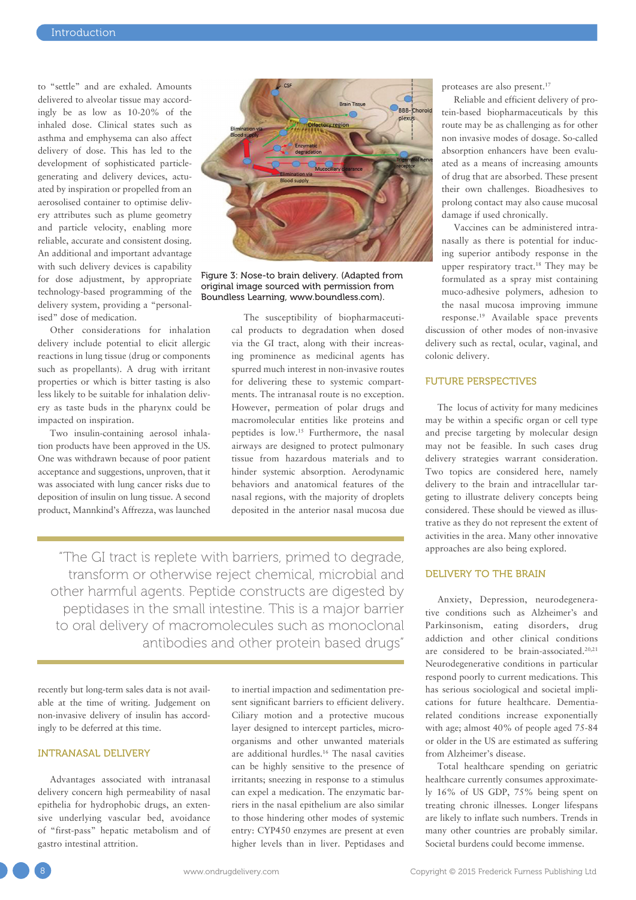to "settle" and are exhaled. Amounts delivered to alveolar tissue may accordingly be as low as 10-20% of the inhaled dose. Clinical states such as asthma and emphysema can also affect delivery of dose. This has led to the development of sophisticated particle-generating and delivery devices, actuated by inspiration or propelled from an aerosolised container to optimise delivery attributes such as plume geometry and particle velocity, enabling more reliable, accurate and consistent dosing. An additional and important advantage with such delivery devices is capability for dose adjustment, by appropriate technology-based programming of the delivery system, providing a "personalised" dose of medication.

Other considerations for inhalation delivery include potential to elicit allergic reactions in lung tissue (drug or components such as propellants). A drug with irritant properties or which is bitter tasting is also less likely to be suitable for inhalation delivery as taste buds in the pharynx could be impacted on inspiration.

Two insulin-containing aerosol inhalation products have been approved in the US. One was withdrawn because of poor patient acceptance and suggestions, unproven, that it was associated with lung cancer risks due to deposition of insulin on lung tissue. A second product, Mannkind's Affrezza, was launched recently but long-term sales data is not available at the time of writing. Judgement on non-invasive delivery of insulin has accordingly to be deferred at this time.

## INTRANASAL DELIVERY

Advantages associated with intranasal delivery concern high permeability of nasal epithelia for hydrophobic drugs, an extensive underlying vascular bed, avoidance of "first-pass" hepatic metabolism and of gastro intestinal attrition.

Figure 3: Nose-to brain delivery. (Adapted from original image sourced with permission from Boundless Learning, www.boundless.com).

The susceptibility of biopharmaceutical products to degradation when dosed via the GI tract, along with their increasing prominence as medicinal agents has spurred much interest in non-invasive routes for delivering these to systemic compartments. The intranasal route is no exception. However, permeation of polar drugs and macromolecular entities like proteins and peptides is low.[15] Furthermore, the nasal airways are designed to protect pulmonary tissue from hazardous materials and to hinder systemic absorption. Aerodynamic behaviors and anatomical features of the nasal regions, with the majority of droplets deposited in the anterior nasal mucosa due to inertial impaction and sedimentation present significant barriers to efficient delivery. Ciliary motion and a protective mucous layer designed to intercept particles, microorganisms and other unwanted materials are additional hurdles.[16] The nasal cavities can be highly sensitive to the presence of irritants; sneezing in response to a stimulus can expel a medication. The enzymatic barriers in the nasal epithelium are also similar to those hindering other modes of systemic entry: CYP450 enzymes are present at even higher levels than in liver. Peptidases and proteases are also present.[17]

> "The GI tract is replete with barriers, primed to degrade, transform or otherwise reject chemical, microbial and other harmful agents. Peptide constructs are digested by peptidases in the small intestine. This is a major barrier to oral delivery of macromolecules such as monoclonal antibodies and other protein based drugs"

Reliable and efficient delivery of protein-based biopharmaceuticals by this route may be as challenging as for other non invasive modes of dosage. So-called absorption enhancers have been evaluated as a means of increasing amounts of drug that are absorbed. These present their own challenges. Bioadhesives to prolong contact may also cause mucosal damage if used chronically.

Vaccines can be administered intranasally as there is potential for inducing superior antibody response in the upper respiratory tract.[18] They may be formulated as a spray mist containing muco-adhesive polymers, adhesion to the nasal mucosa improving immune response.[19] Available space prevents discussion of other modes of non-invasive delivery such as rectal, ocular, vaginal, and colonic delivery.

## FUTURE PERSPECTIVES

The locus of activity for many medicines may be within a specific organ or cell type and precise targeting by molecular design may not be feasible. In such cases drug delivery strategies warrant consideration. Two topics are considered here, namely delivery to the brain and intracellular targeting to illustrate delivery concepts being considered. These should be viewed as illustrative as they do not represent the extent of activities in the area. Many other innovative approaches are also being explored.

## DELIVERY TO THE BRAIN

Anxiety, Depression, neurodegenerative conditions such as Alzheimer's and Parkinsonism, eating disorders, drug addiction and other clinical conditions are considered to be brain-associated.[20,21] Neurodegenerative conditions in particular respond poorly to current medications. This has serious sociological and societal implications for future healthcare. Dementia-related conditions increase exponentially with age; almost 40% of people aged 75-84 or older in the US are estimated as suffering from Alzheimer's disease.

Total healthcare spending on geriatric healthcare currently consumes approximately 16% of US GDP, 75% being spent on treating chronic illnesses. Longer lifespans are likely to inflate such numbers. Trends in many other countries are probably similar. Societal burdens could become immense.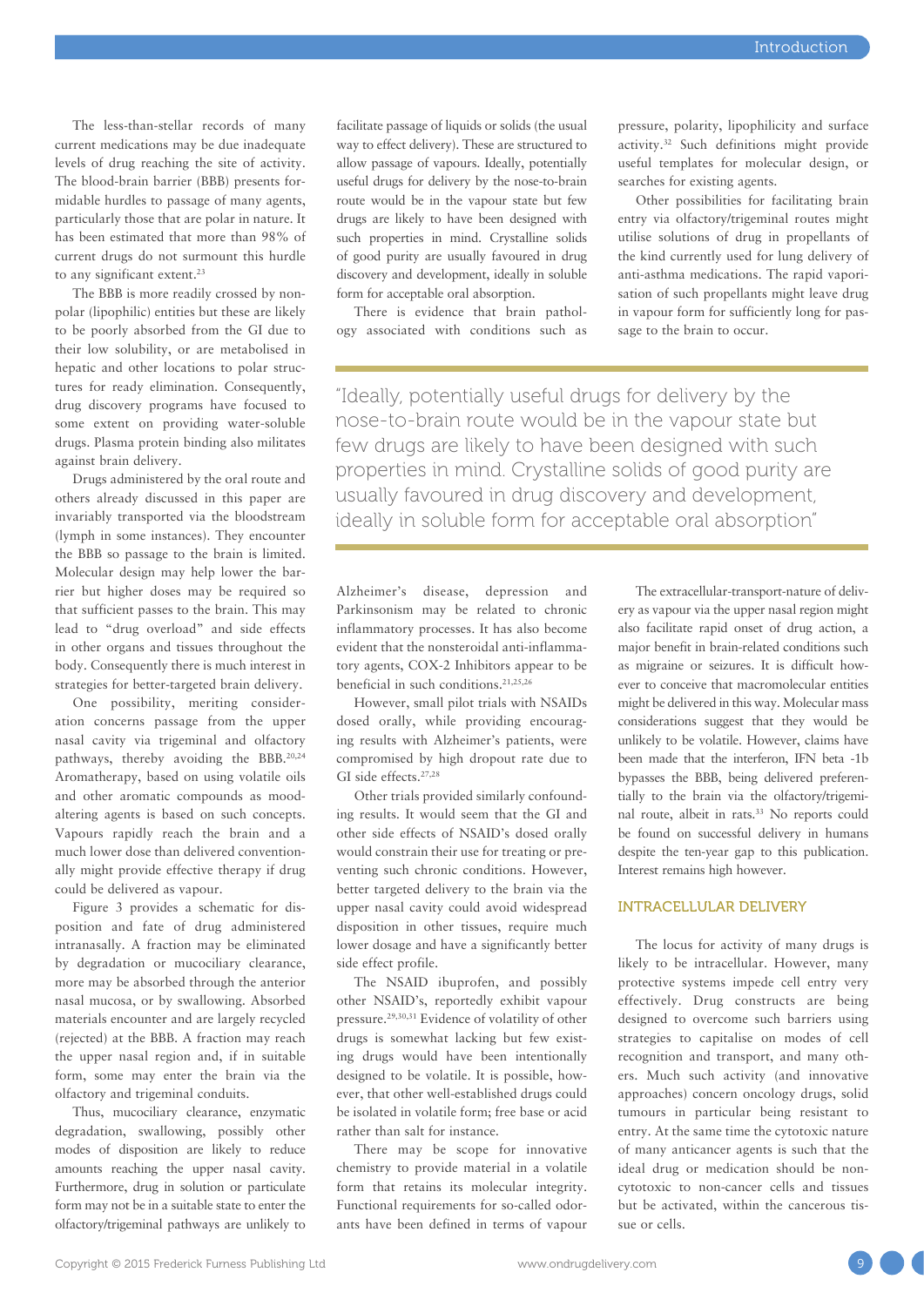The less-than-stellar records of many current medications may be due inadequate levels of drug reaching the site of activity. The blood-brain barrier (BBB) presents formidable hurdles to passage of many agents, particularly those that are polar in nature. It has been estimated that more than 98% of current drugs do not surmount this hurdle to any significant extent.[23]

The BBB is more readily crossed by non-polar (lipophilic) entities but these are likely to be poorly absorbed from the GI due to their low solubility, or are metabolised in hepatic and other locations to polar structures for ready elimination. Consequently, drug discovery programs have focused to some extent on providing water-soluble drugs. Plasma protein binding also militates against brain delivery.

Drugs administered by the oral route and others already discussed in this paper are invariably transported via the bloodstream (lymph in some instances). They encounter the BBB so passage to the brain is limited. Molecular design may help lower the barrier but higher doses may be required so that sufficient passes to the brain. This may lead to "drug overload" and side effects in other organs and tissues throughout the body. Consequently there is much interest in strategies for better-targeted brain delivery.

One possibility, meriting consideration concerns passage from the upper nasal cavity via trigeminal and olfactory pathways, thereby avoiding the BBB.[20,24] Aromatherapy, based on using volatile oils and other aromatic compounds as mood-altering agents is based on such concepts. Vapours rapidly reach the brain and a much lower dose than delivered conventionally might provide effective therapy if drug could be delivered as vapour.

Figure 3 provides a schematic for disposition and fate of drug administered intranasally. A fraction may be eliminated by degradation or mucociliary clearance, more may be absorbed through the anterior nasal mucosa, or by swallowing. Absorbed materials encounter and are largely recycled (rejected) at the BBB. A fraction may reach the upper nasal region and, if in suitable form, some may enter the brain via the olfactory and trigeminal conduits.

Thus, mucociliary clearance, enzymatic degradation, swallowing, possibly other modes of disposition are likely to reduce amounts reaching the upper nasal cavity. Furthermore, drug in solution or particulate form may not be in a suitable state to enter the olfactory/trigeminal pathways are unlikely to facilitate passage of liquids or solids (the usual way to effect delivery). These are structured to allow passage of vapours. Ideally, potentially useful drugs for delivery by the nose-to-brain route would be in the vapour state but few drugs are likely to have been designed with such properties in mind. Crystalline solids of good purity are usually favoured in drug discovery and development, ideally in soluble form for acceptable oral absorption.

There is evidence that brain pathology associated with conditions such as Alzheimer's disease, depression and Parkinsonism may be related to chronic inflammatory processes. It has also become evident that the nonsteroidal anti-inflammatory agents, COX-2 Inhibitors appear to be beneficial in such conditions.[21,25,26]

However, small pilot trials with NSAIDs dosed orally, while providing encouraging results with Alzheimer's patients, were compromised by high dropout rate due to GI side effects.[27,28]

Other trials provided similarly confounding results. It would seem that the GI and other side effects of NSAID's dosed orally would constrain their use for treating or preventing such chronic conditions. However, better targeted delivery to the brain via the upper nasal cavity could avoid widespread disposition in other tissues, require much lower dosage and have a significantly better side effect profile.

The NSAID ibuprofen, and possibly other NSAID's, reportedly exhibit vapour pressure.[29,30,31] Evidence of volatility of other drugs is somewhat lacking but few existing drugs would have been intentionally designed to be volatile. It is possible, however, that other well-established drugs could be isolated in volatile form; free base or acid rather than salt for instance.

There may be scope for innovative chemistry to provide material in a volatile form that retains its molecular integrity. Functional requirements for so-called odorants have been defined in terms of vapour pressure, polarity, lipophilicity and surface activity.[32] Such definitions might provide useful templates for molecular design, or searches for existing agents.

Other possibilities for facilitating brain entry via olfactory/trigeminal routes might utilise solutions of drug in propellants of the kind currently used for lung delivery of anti-asthma medications. The rapid vaporisation of such propellants might leave drug in vapour form for sufficiently long for passage to the brain to occur.

> "Ideally, potentially useful drugs for delivery by the nose-to-brain route would be in the vapour state but few drugs are likely to have been designed with such properties in mind. Crystalline solids of good purity are usually favoured in drug discovery and development, ideally in soluble form for acceptable oral absorption"

The extracellular-transport-nature of delivery as vapour via the upper nasal region might also facilitate rapid onset of drug action, a major benefit in brain-related conditions such as migraine or seizures. It is difficult however to conceive that macromolecular entities might be delivered in this way. Molecular mass considerations suggest that they would be unlikely to be volatile. However, claims have been made that the interferon, IFN beta -1b bypasses the BBB, being delivered preferentially to the brain via the olfactory/trigeminal route, albeit in rats.[33] No reports could be found on successful delivery in humans despite the ten-year gap to this publication. Interest remains high however.

## INTRACELLULAR DELIVERY

The locus for activity of many drugs is likely to be intracellular. However, many protective systems impede cell entry very effectively. Drug constructs are being designed to overcome such barriers using strategies to capitalise on modes of cell recognition and transport, and many others. Much such activity (and innovative approaches) concern oncology drugs, solid tumours in particular being resistant to entry. At the same time the cytotoxic nature of many anticancer agents is such that the ideal drug or medication should be non-cytotoxic to non-cancer cells and tissues but be activated, within the cancerous tissue or cells.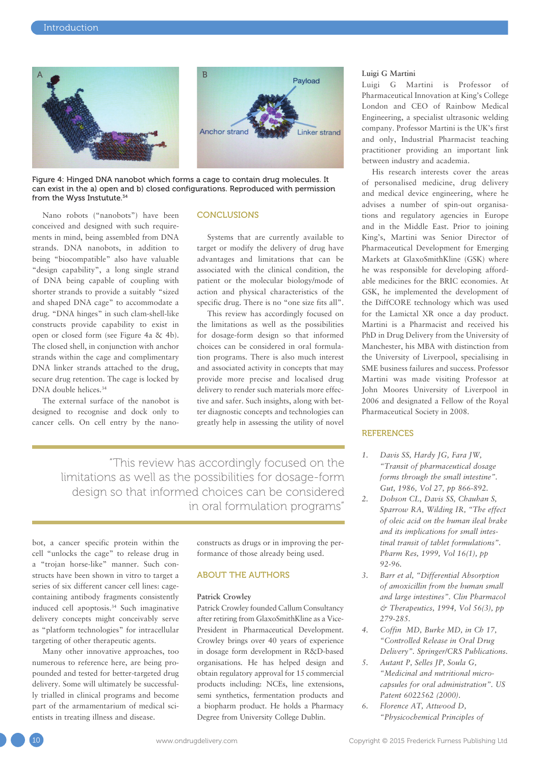Figure 4: Hinged DNA nanobot which forms a cage to contain drug molecules. It can exist in the a) open and b) closed configurations. Reproduced with permission from the Wyss Instutute.[34]

Nano robots ("nanobots") have been conceived and designed with such requirements in mind, being assembled from DNA strands. DNA nanobots, in addition to being "biocompatible" also have valuable "design capability", a long single strand of DNA being capable of coupling with shorter strands to provide a suitably "sized and shaped DNA cage" to accommodate a drug. "DNA hinges" in such clam-shell-like constructs provide capability to exist in open or closed form (see Figure 4a & 4b). The closed shell, in conjunction with anchor strands within the cage and complimentary DNA linker strands attached to the drug, secure drug retention. The cage is locked by DNA double helices.[34]

The external surface of the nanobot is designed to recognise and dock only to cancer cells. On cell entry by the nanobot, a cancer specific protein within the cell "unlocks the cage" to release drug in a "trojan horse-like" manner. Such constructs have been shown in vitro to target a series of six different cancer cell lines: cage-containing antibody fragments consistently induced cell apoptosis.[34] Such imaginative delivery concepts might conceivably serve as "platform technologies" for intracellular targeting of other therapeutic agents.

Many other innovative approaches, too numerous to reference here, are being propounded and tested for better-targeted drug delivery. Some will ultimately be successfully trialled in clinical programs and become part of the armamentarium of medical scientists in treating illness and disease.

## CONCLUSIONS

Systems that are currently available to target or modify the delivery of drug have advantages and limitations that can be associated with the clinical condition, the patient or the molecular biology/mode of action and physical characteristics of the specific drug. There is no "one size fits all".

This review has accordingly focused on the limitations as well as the possibilities for dosage-form design so that informed choices can be considered in oral formulation programs. There is also much interest and associated activity in concepts that may provide more precise and localised drug delivery to render such materials more effective and safer. Such insights, along with better diagnostic concepts and technologies can greatly help in assessing the utility of novel constructs as drugs or in improving the performance of those already being used.

> "This review has accordingly focused on the limitations as well as the possibilities for dosage-form design so that informed choices can be considered in oral formulation programs"

## ABOUT THE AUTHORS

**Patrick Crowley**

Patrick Crowley founded Callum Consultancy after retiring from GlaxoSmithKline as a Vice-President in Pharmaceutical Development. Crowley brings over 40 years of experience in dosage form development in R&D-based organisations. He has helped design and obtain regulatory approval for 15 commercial products including: NCEs, line extensions, semi synthetics, fermentation products and a biopharm product. He holds a Pharmacy Degree from University College Dublin.

**Luigi G Martini**

Luigi G Martini is Professor of Pharmaceutical Innovation at King's College London and CEO of Rainbow Medical Engineering, a specialist ultrasonic welding company. Professor Martini is the UK's first and only, Industrial Pharmacist teaching practitioner providing an important link between industry and academia.

His research interests cover the areas of personalised medicine, drug delivery and medical device engineering, where he advises a number of spin-out organisations and regulatory agencies in Europe and in the Middle East. Prior to joining King's, Martini was Senior Director of Pharmaceutical Development for Emerging Markets at GlaxoSmithKline (GSK) where he was responsible for developing affordable medicines for the BRIC economies. At GSK, he implemented the development of the DiffCORE technology which was used for the Lamictal XR once a day product. Martini is a Pharmacist and received his PhD in Drug Delivery from the University of Manchester, his MBA with distinction from the University of Liverpool, specialising in SME business failures and success. Professor Martini was made visiting Professor at John Moores University of Liverpool in 2006 and designated a Fellow of the Royal Pharmaceutical Society in 2008.

## REFERENCES

1. *Davis SS, Hardy JG, Fara JW, "Transit of pharmaceutical dosage forms through the small intestine". Gut, 1986, Vol 27, pp 866-892.*
2. *Dobson CL, Davis SS, Chauhan S, Sparrow RA, Wilding IR, "The effect of oleic acid on the human ileal brake and its implications for small intestinal transit of tablet formulations". Pharm Res, 1999, Vol 16(1), pp 92-96.*
3. *Barr et al, "Differential Absorption of amoxicillin from the human small and large intestines". Clin Pharmacol & Therapeutics, 1994, Vol 56(3), pp 279-285.*
4. *Coffin MD, Burke MD, in Ch 17, "Controlled Release in Oral Drug Delivery". Springer/CRS Publications.*
5. *Autant P, Selles JP, Soula G, "Medicinal and nutritional microcapsules for oral administration". US Patent 6022562 (2000).*
6. *Florence AT, Attwood D, "Physicochemical Principles of*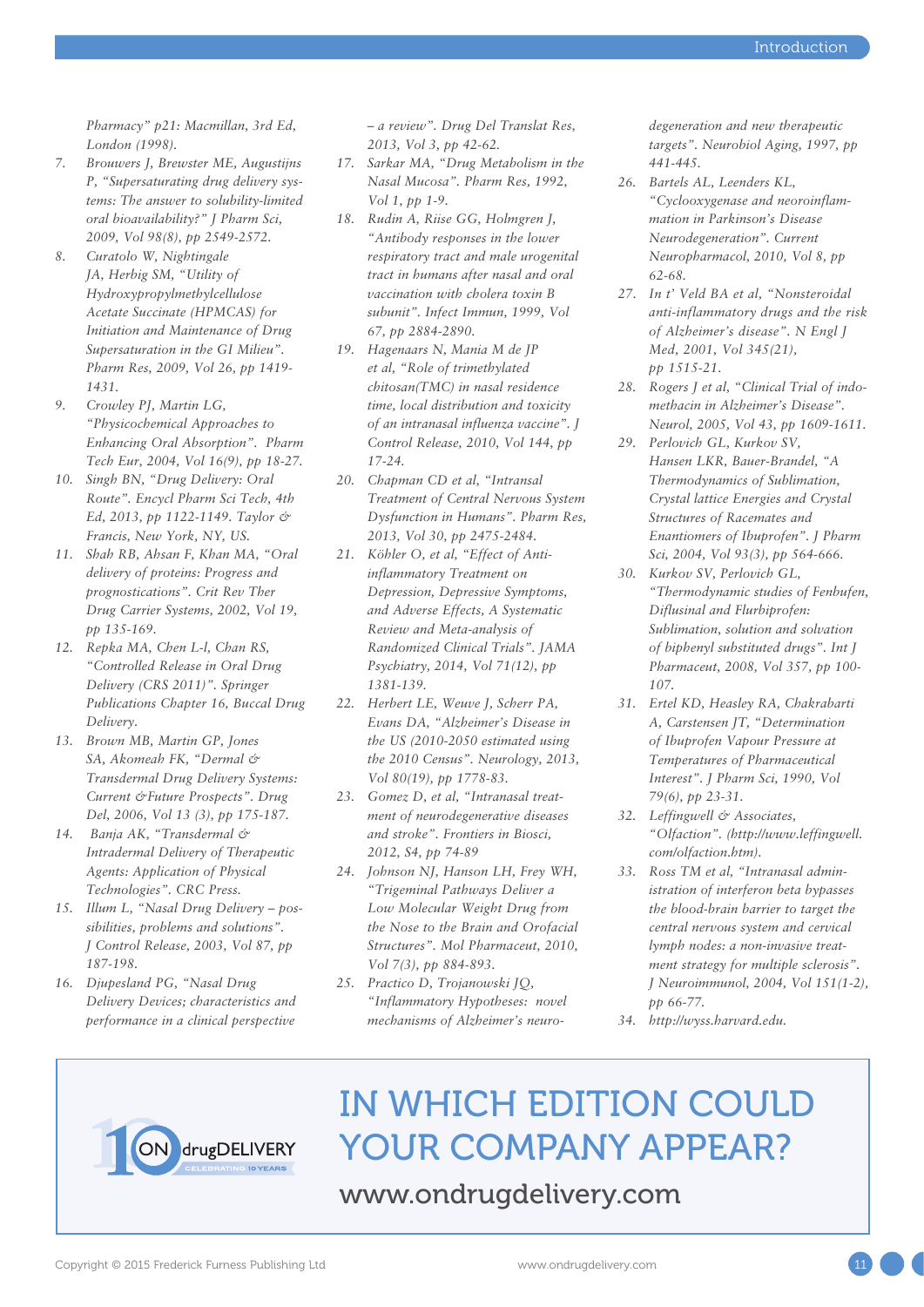Pharmacy" p21: Macmillan, 3rd Ed, London (1998).

7. Brouwers J, Brewster ME, Augustijns P, "Supersaturating drug delivery systems: The answer to solubility-limited oral bioavailability?" J Pharm Sci, 2009, Vol 98(8), pp 2549-2572.
8. Curatolo W, Nightingale JA, Herbig SM, "Utility of Hydroxypropylmethylcellulose Acetate Succinate (HPMCAS) for Initiation and Maintenance of Drug Supersaturation in the GI Milieu". Pharm Res, 2009, Vol 26, pp 1419-1431.
9. Crowley PJ, Martin LG, "Physicochemical Approaches to Enhancing Oral Absorption". Pharm Tech Eur, 2004, Vol 16(9), pp 18-27.
10. Singh BN, "Drug Delivery: Oral Route". Encycl Pharm Sci Tech, 4th Ed, 2013, pp 1122-1149. Taylor & Francis, New York, NY, US.
11. Shah RB, Ahsan F, Khan MA, "Oral delivery of proteins: Progress and prognostications". Crit Rev Ther Drug Carrier Systems, 2002, Vol 19, pp 135-169.
12. Repka MA, Chen L-l, Chan RS, "Controlled Release in Oral Drug Delivery (CRS 2011)". Springer Publications Chapter 16, Buccal Drug Delivery.
13. Brown MB, Martin GP, Jones SA, Akomeah FK, "Dermal & Transdermal Drug Delivery Systems: Current &Future Prospects". Drug Del, 2006, Vol 13 (3), pp 175-187.
14. Banja AK, "Transdermal & Intradermal Delivery of Therapeutic Agents: Application of Physical Technologies". CRC Press.
15. Illum L, "Nasal Drug Delivery – possibilities, problems and solutions". J Control Release, 2003, Vol 87, pp 187-198.
16. Djupesland PG, "Nasal Drug Delivery Devices; characteristics and performance in a clinical perspective – a review". Drug Del Translat Res, 2013, Vol 3, pp 42-62.
17. Sarkar MA, "Drug Metabolism in the Nasal Mucosa". Pharm Res, 1992, Vol 1, pp 1-9.
18. Rudin A, Riise GG, Holmgren J, "Antibody responses in the lower respiratory tract and male urogenital tract in humans after nasal and oral vaccination with cholera toxin B subunit". Infect Immun, 1999, Vol 67, pp 2884-2890.
19. Hagenaars N, Mania M de JP et al, "Role of trimethylated chitosan(TMC) in nasal residence time, local distribution and toxicity of an intranasal influenza vaccine". J Control Release, 2010, Vol 144, pp 17-24.
20. Chapman CD et al, "Intransal Treatment of Central Nervous System Dysfunction in Humans". Pharm Res, 2013, Vol 30, pp 2475-2484.
21. Köhler O, et al, "Effect of Anti-inflammatory Treatment on Depression, Depressive Symptoms, and Adverse Effects, A Systematic Review and Meta-analysis of Randomized Clinical Trials". JAMA Psychiatry, 2014, Vol 71(12), pp 1381-139.
22. Herbert LE, Weuve J, Scherr PA, Evans DA, "Alzheimer's Disease in the US (2010-2050 estimated using the 2010 Census". Neurology, 2013, Vol 80(19), pp 1778-83.
23. Gomez D, et al, "Intranasal treatment of neurodegenerative diseases and stroke". Frontiers in Biosci, 2012, S4, pp 74-89
24. Johnson NJ, Hanson LH, Frey WH, "Trigeminal Pathways Deliver a Low Molecular Weight Drug from the Nose to the Brain and Orofacial Structures". Mol Pharmaceut, 2010, Vol 7(3), pp 884-893.
25. Practico D, Trojanowski JQ, "Inflammatory Hypotheses: novel mechanisms of Alzheimer's neurodegeneration and new therapeutic targets". Neurobiol Aging, 1997, pp 441-445.
26. Bartels AL, Leenders KL, "Cyclooxygenase and neoroinflammation in Parkinson's Disease Neurodegeneration". Current Neuropharmacol, 2010, Vol 8, pp 62-68.
27. In t' Veld BA et al, "Nonsteroidal anti-inflammatory drugs and the risk of Alzheimer's disease". N Engl J Med, 2001, Vol 345(21), pp 1515-21.
28. Rogers J et al, "Clinical Trial of indomethacin in Alzheimer's Disease". Neurol, 2005, Vol 43, pp 1609-1611.
29. Perlovich GL, Kurkov SV, Hansen LKR, Bauer-Brandel, "A Thermodynamics of Sublimation, Crystal lattice Energies and Crystal Structures of Racemates and Enantiomers of Ibuprofen". J Pharm Sci, 2004, Vol 93(3), pp 564-666.
30. Kurkov SV, Perlovich GL, "Thermodynamic studies of Fenbufen, Diflusinal and Flurbiprofen: Sublimation, solution and solvation of biphenyl substituted drugs". Int J Pharmaceut, 2008, Vol 357, pp 100-107.
31. Ertel KD, Heasley RA, Chakrabarti A, Carstensen JT, "Determination of Ibuprofen Vapour Pressure at Temperatures of Pharmaceutical Interest". J Pharm Sci, 1990, Vol 79(6), pp 23-31.
32. Leffingwell & Associates, "Olfaction". (http://www.leffingwell.com/olfaction.htm).
33. Ross TM et al, "Intranasal administration of interferon beta bypasses the blood-brain barrier to target the central nervous system and cervical lymph nodes: a non-invasive treatment strategy for multiple sclerosis". J Neuroimmunol, 2004, Vol 151(1-2), pp 66-77.
34. http://wyss.harvard.edu.

10 ON drugDELIVERY CELEBRATING 10 YEARS

IN WHICH EDITION COULD YOUR COMPANY APPEAR?

www.ondrugdelivery.com